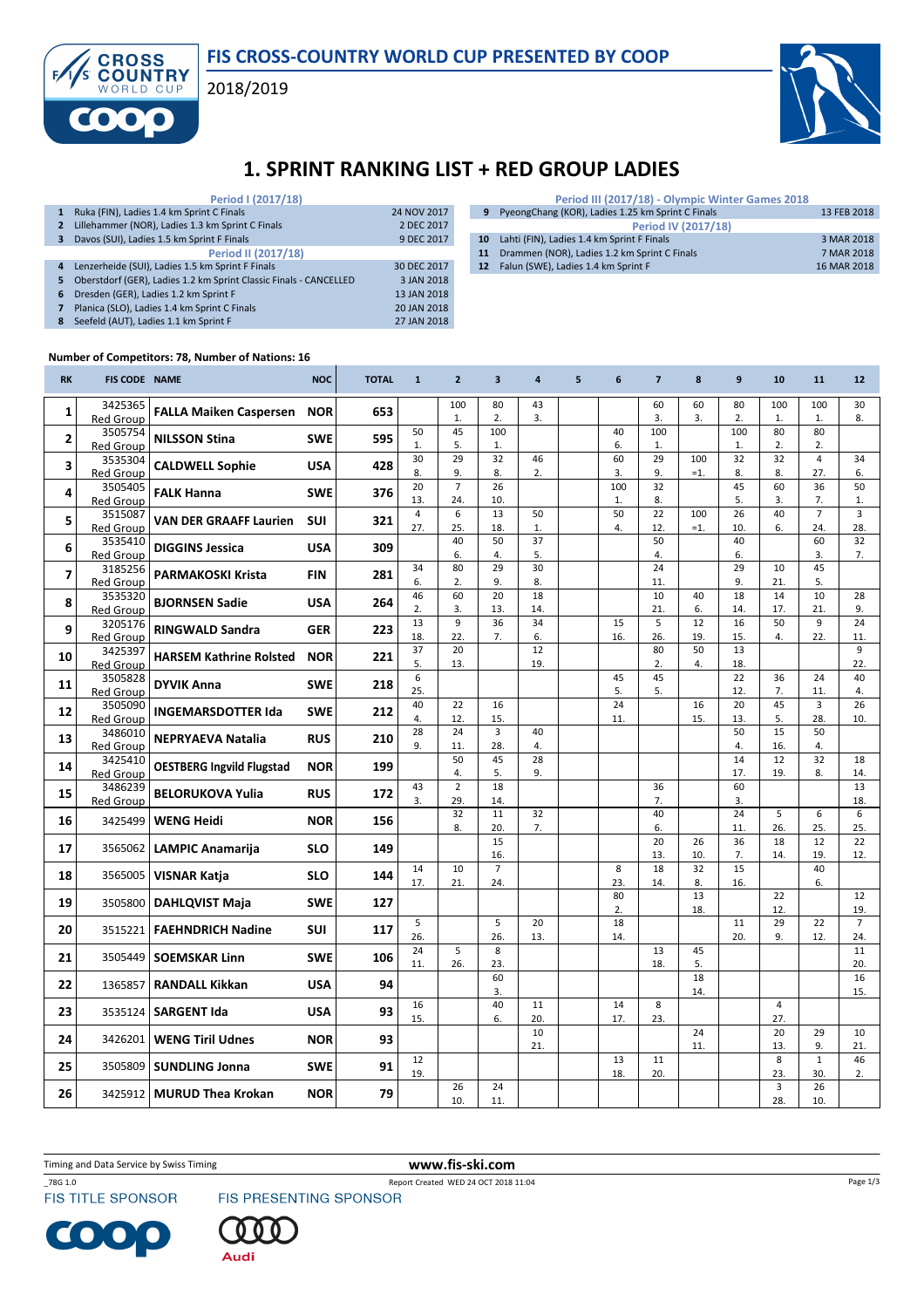FIS CROSS-COUNTRY WORLD CUP PRESENTED BY COOP

2018/2019

# 1. SPRINT RANKING LIST + RED GROUP LADIES

| | Period I (2017/18) | |
|---|---|---|
| 1 | Ruka (FIN), Ladies 1.4 km Sprint C Finals | 24 NOV 2017 |
| 2 | Lillehammer (NOR), Ladies 1.3 km Sprint C Finals | 2 DEC 2017 |
| 3 | Davos (SUI), Ladies 1.5 km Sprint F Finals | 9 DEC 2017 |
| | **Period II (2017/18)** | |
| 4 | Lenzerheide (SUI), Ladies 1.5 km Sprint F Finals | 30 DEC 2017 |
| 5 | Oberstdorf (GER), Ladies 1.2 km Sprint Classic Finals - CANCELLED | 3 JAN 2018 |
| 6 | Dresden (GER), Ladies 1.2 km Sprint F | 13 JAN 2018 |
| 7 | Planica (SLO), Ladies 1.4 km Sprint C Finals | 20 JAN 2018 |
| 8 | Seefeld (AUT), Ladies 1.1 km Sprint F | 27 JAN 2018 |

| | Period III (2017/18) - Olympic Winter Games 2018 | |
|---|---|---|
| 9 | PyeongChang (KOR), Ladies 1.25 km Sprint C Finals | 13 FEB 2018 |
| | **Period IV (2017/18)** | |
| 10 | Lahti (FIN), Ladies 1.4 km Sprint F Finals | 3 MAR 2018 |
| 11 | Drammen (NOR), Ladies 1.2 km Sprint C Finals | 7 MAR 2018 |
| 12 | Falun (SWE), Ladies 1.4 km Sprint F | 16 MAR 2018 |

**Number of Competitors: 78, Number of Nations: 16**

| RK | FIS CODE | NAME | NOC | TOTAL | 1 | 2 | 3 | 4 | 5 | 6 | 7 | 8 | 9 | 10 | 11 | 12 |
|---|---|---|---|---|---|---|---|---|---|---|---|---|---|---|---|---|
| 1 | 3425365 Red Group | FALLA Maiken Caspersen | NOR | 653 | | 100 1. | 80 2. | 43 3. | | | 60 3. | 60 3. | 80 2. | 100 1. | 100 1. | 30 8. |
| 2 | 3505754 Red Group | NILSSON Stina | SWE | 595 | 50 1. | 45 5. | 100 1. | | | 40 6. | 100 1. | | 100 1. | 80 2. | 80 2. | |
| 3 | 3535304 Red Group | CALDWELL Sophie | USA | 428 | 30 8. | 29 9. | 32 8. | 46 2. | | 60 3. | 29 9. | 100 =1. | 32 8. | 32 8. | 4 27. | 34 6. |
| 4 | 3505405 Red Group | FALK Hanna | SWE | 376 | 20 13. | 7 24. | 26 10. | | | 100 1. | 32 8. | | 45 5. | 60 3. | 36 7. | 50 1. |
| 5 | 3515087 Red Group | VAN DER GRAAFF Laurien | SUI | 321 | 4 27. | 6 25. | 13 18. | 50 1. | | 50 4. | 22 12. | 100 =1. | 26 10. | 40 6. | 7 24. | 3 28. |
| 6 | 3535410 Red Group | DIGGINS Jessica | USA | 309 | | 40 6. | 50 4. | 37 5. | | | 50 4. | | 40 6. | | 60 3. | 32 7. |
| 7 | 3185256 Red Group | PARMAKOSKI Krista | FIN | 281 | 34 6. | 80 2. | 29 9. | 30 8. | | | 24 11. | | 29 9. | 10 21. | 45 5. | |
| 8 | 3535320 Red Group | BJORNSEN Sadie | USA | 264 | 46 2. | 60 3. | 20 13. | 18 14. | | | 10 21. | 40 6. | 18 14. | 14 17. | 10 21. | 28 9. |
| 9 | 3205176 Red Group | RINGWALD Sandra | GER | 223 | 13 18. | 9 22. | 36 7. | 34 6. | | 15 16. | 5 26. | 12 19. | 16 15. | 50 4. | 9 22. | 24 11. |
| 10 | 3425397 Red Group | HARSEM Kathrine Rolsted | NOR | 221 | 37 5. | 20 13. | | 12 19. | | | 80 2. | 50 4. | 13 18. | | | 9 22. |
| 11 | 3505828 Red Group | DYVIK Anna | SWE | 218 | 6 25. | | | | | 45 5. | 45 5. | | 22 12. | 36 7. | 24 11. | 40 4. |
| 12 | 3505090 Red Group | INGEMARSDOTTER Ida | SWE | 212 | 40 4. | 22 12. | 16 15. | | | 24 11. | | 16 15. | 20 13. | 45 5. | 3 28. | 26 10. |
| 13 | 3486010 Red Group | NEPRYAEVA Natalia | RUS | 210 | 28 9. | 24 11. | 3 28. | 40 4. | | | | | 50 4. | 15 16. | 50 4. | |
| 14 | 3425410 Red Group | OESTBERG Ingvild Flugstad | NOR | 199 | | 50 4. | 45 5. | 28 9. | | | | | 14 17. | 12 19. | 32 8. | 18 14. |
| 15 | 3486239 Red Group | BELORUKOVA Yulia | RUS | 172 | 43 3. | 2 29. | 18 14. | | | | 36 7. | | 60 3. | | | 13 18. |
| 16 | 3425499 | WENG Heidi | NOR | 156 | | 32 8. | 11 20. | 32 7. | | | 40 6. | | 24 11. | 5 26. | 6 25. | 6 25. |
| 17 | 3565062 | LAMPIC Anamarija | SLO | 149 | | | 15 16. | | | | 20 13. | 26 10. | 36 7. | 18 14. | 12 19. | 22 12. |
| 18 | 3565005 | VISNAR Katja | SLO | 144 | 14 17. | 10 21. | 7 24. | | | 8 23. | 18 14. | 32 8. | 15 16. | | 40 6. | |
| 19 | 3505800 | DAHLQVIST Maja | SWE | 127 | | | | | | 80 2. | | 13 18. | | 22 12. | | 12 19. |
| 20 | 3515221 | FAEHNDRICH Nadine | SUI | 117 | 5 26. | | 5 26. | 20 13. | | 18 14. | | | 11 20. | 29 9. | 22 12. | 7 24. |
| 21 | 3505449 | SOEMSKAR Linn | SWE | 106 | 24 11. | 5 26. | 8 23. | | | | 13 18. | 45 5. | | | | 11 20. |
| 22 | 1365857 | RANDALL Kikkan | USA | 94 | | | 60 3. | | | | | 18 14. | | | | 16 15. |
| 23 | 3535124 | SARGENT Ida | USA | 93 | 16 15. | | 40 6. | 11 20. | | 14 17. | 8 23. | | | 4 27. | | |
| 24 | 3426201 | WENG Tiril Udnes | NOR | 93 | | | | 10 21. | | | | 24 11. | | 20 13. | 29 9. | 10 21. |
| 25 | 3505809 | SUNDLING Jonna | SWE | 91 | 12 19. | | | | | 13 18. | 11 20. | | | 8 23. | 1 30. | 46 2. |
| 26 | 3425912 | MURUD Thea Krokan | NOR | 79 | | 26 10. | 24 11. | | | | | | | 3 28. | 26 10. | |

Timing and Data Service by Swiss Timing

www.fis-ski.com

_78G 1.0 Report Created WED 24 OCT 2018 11:04

FIS TITLE SPONSOR FIS PRESENTING SPONSOR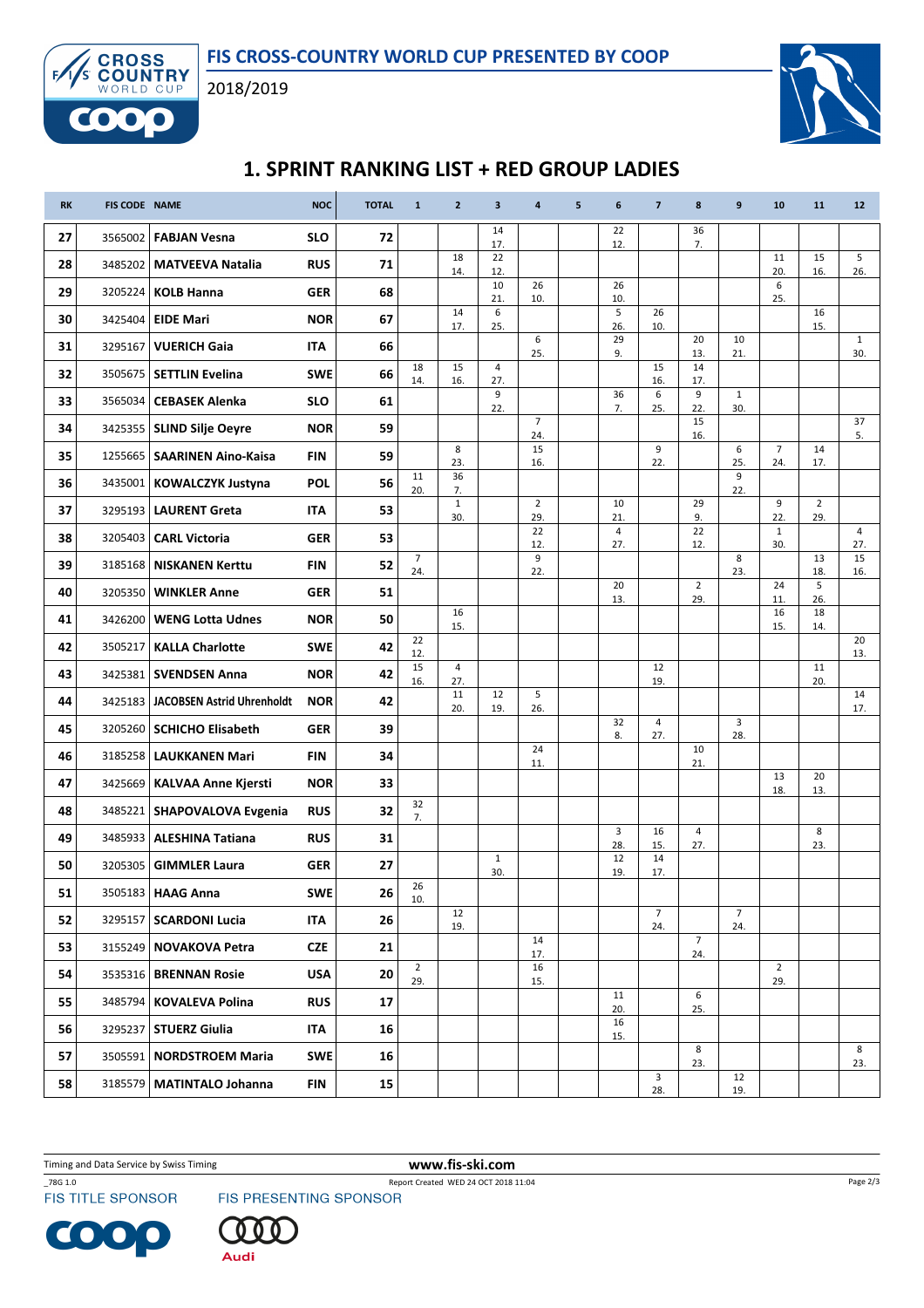# FIS CROSS-COUNTRY WORLD CUP PRESENTED BY COOP

2018/2019

## 1. SPRINT RANKING LIST + RED GROUP LADIES

| RK | FIS CODE | NAME | NOC | TOTAL | 1 | 2 | 3 | 4 | 5 | 6 | 7 | 8 | 9 | 10 | 11 | 12 |
|---|---|---|---|---|---|---|---|---|---|---|---|---|---|---|---|---|
| 27 | 3565002 | **FABJAN Vesna** | **SLO** | **72** | | | 14 17. | | | 22 12. | | 36 7. | | | | |
| 28 | 3485202 | **MATVEEVA Natalia** | **RUS** | **71** | | 18 14. | 22 12. | | | | | | | 11 20. | 15 16. | 5 26. |
| 29 | 3205224 | **KOLB Hanna** | **GER** | **68** | | | 10 21. | 26 10. | | 26 10. | | | | 6 25. | | |
| 30 | 3425404 | **EIDE Mari** | **NOR** | **67** | | 14 17. | 6 25. | | | 5 26. | 26 10. | | | | 16 15. | |
| 31 | 3295167 | **VUERICH Gaia** | **ITA** | **66** | | | | 6 25. | | 29 9. | | 20 13. | 10 21. | | | 1 30. |
| 32 | 3505675 | **SETTLIN Evelina** | **SWE** | **66** | 18 14. | 15 16. | 4 27. | | | | 15 16. | 14 17. | | | | |
| 33 | 3565034 | **CEBASEK Alenka** | **SLO** | **61** | | | 9 22. | | | 36 7. | 6 25. | 9 22. | 1 30. | | | |
| 34 | 3425355 | **SLIND Silje Oeyre** | **NOR** | **59** | | | | 7 24. | | | | 15 16. | | | | 37 5. |
| 35 | 1255665 | **SAARINEN Aino-Kaisa** | **FIN** | **59** | | 8 23. | | 15 16. | | | 9 22. | | 6 25. | 7 24. | 14 17. | |
| 36 | 3435001 | **KOWALCZYK Justyna** | **POL** | **56** | 11 20. | 36 7. | | | | | | | 9 22. | | | |
| 37 | 3295193 | **LAURENT Greta** | **ITA** | **53** | | 1 30. | | 2 29. | | 10 21. | | 29 9. | | 9 22. | 2 29. | |
| 38 | 3205403 | **CARL Victoria** | **GER** | **53** | | | | 22 12. | | 4 27. | | 22 12. | | 1 30. | | 4 27. |
| 39 | 3185168 | **NISKANEN Kerttu** | **FIN** | **52** | 7 24. | | | 9 22. | | | | | 8 23. | | 13 18. | 15 16. |
| 40 | 3205350 | **WINKLER Anne** | **GER** | **51** | | | | | | 20 13. | | 2 29. | | 24 11. | 5 26. | |
| 41 | 3426200 | **WENG Lotta Udnes** | **NOR** | **50** | | 16 15. | | | | | | | | 16 15. | 18 14. | |
| 42 | 3505217 | **KALLA Charlotte** | **SWE** | **42** | 22 12. | | | | | | | | | | | 20 13. |
| 43 | 3425381 | **SVENDSEN Anna** | **NOR** | **42** | 15 16. | 4 27. | | | | | 12 19. | | | | 11 20. | |
| 44 | 3425183 | **JACOBSEN Astrid Uhrenholdt** | **NOR** | **42** | | 11 20. | 12 19. | 5 26. | | | | | | | | 14 17. |
| 45 | 3205260 | **SCHICHO Elisabeth** | **GER** | **39** | | | | | | 32 8. | 4 27. | | 3 28. | | | |
| 46 | 3185258 | **LAUKKANEN Mari** | **FIN** | **34** | | | | 24 11. | | | | 10 21. | | | | |
| 47 | 3425669 | **KALVAA Anne Kjersti** | **NOR** | **33** | | | | | | | | | | 13 18. | 20 13. | |
| 48 | 3485221 | **SHAPOVALOVA Evgenia** | **RUS** | **32** | 32 7. | | | | | | | | | | | |
| 49 | 3485933 | **ALESHINA Tatiana** | **RUS** | **31** | | | | | | 3 28. | 16 15. | 4 27. | | | 8 23. | |
| 50 | 3205305 | **GIMMLER Laura** | **GER** | **27** | | | 1 30. | | | 12 19. | 14 17. | | | | | |
| 51 | 3505183 | **HAAG Anna** | **SWE** | **26** | 26 10. | | | | | | | | | | | |
| 52 | 3295157 | **SCARDONI Lucia** | **ITA** | **26** | | 12 19. | | | | | 7 24. | | 7 24. | | | |
| 53 | 3155249 | **NOVAKOVA Petra** | **CZE** | **21** | | | | 14 17. | | | | 7 24. | | | | |
| 54 | 3535316 | **BRENNAN Rosie** | **USA** | **20** | 2 29. | | | 16 15. | | | | | | 2 29. | | |
| 55 | 3485794 | **KOVALEVA Polina** | **RUS** | **17** | | | | | | 11 20. | | 6 25. | | | | |
| 56 | 3295237 | **STUERZ Giulia** | **ITA** | **16** | | | | | | 16 15. | | | | | | |
| 57 | 3505591 | **NORDSTROEM Maria** | **SWE** | **16** | | | | | | | | 8 23. | | | | 8 23. |
| 58 | 3185579 | **MATINTALO Johanna** | **FIN** | **15** | | | | | | | 3 28. | | 12 19. | | | |

Timing and Data Service by Swiss Timing — www.fis-ski.com

_78G 1.0 — Report Created WED 24 OCT 2018 11:04

FIS TITLE SPONSOR — FIS PRESENTING SPONSOR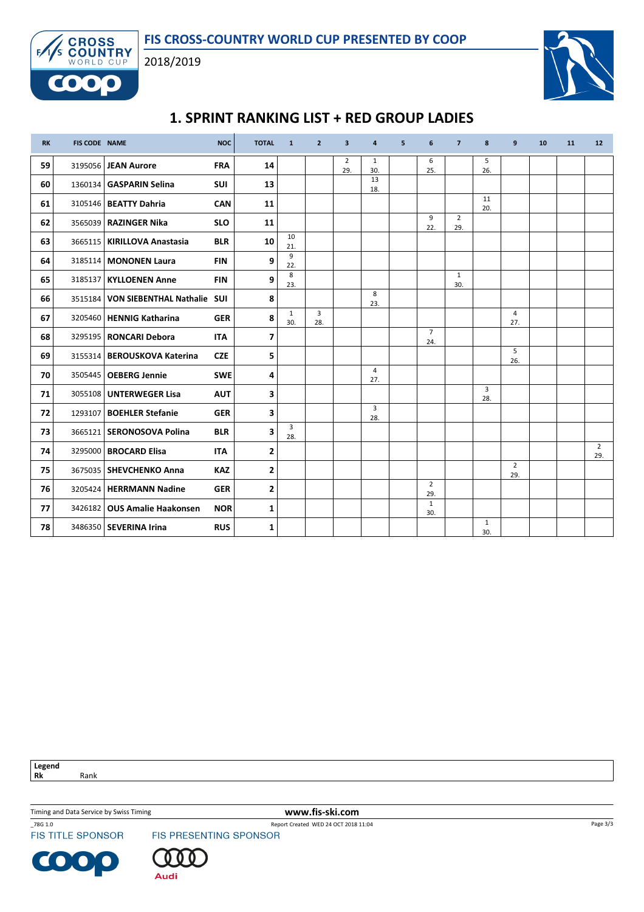FIS CROSS-COUNTRY WORLD CUP PRESENTED BY COOP

2018/2019

## 1. SPRINT RANKING LIST + RED GROUP LADIES

| RK | FIS CODE | NAME | NOC | TOTAL | 1 | 2 | 3 | 4 | 5 | 6 | 7 | 8 | 9 | 10 | 11 | 12 |
|---|---|---|---|---|---|---|---|---|---|---|---|---|---|---|---|---|
| 59 | 3195056 | **JEAN Aurore** | **FRA** | **14** | | | 2 29. | 1 30. | | 6 25. | | 5 26. | | | | |
| 60 | 1360134 | **GASPARIN Selina** | **SUI** | **13** | | | | 13 18. | | | | | | | | |
| 61 | 3105146 | **BEATTY Dahria** | **CAN** | **11** | | | | | | | | 11 20. | | | | |
| 62 | 3565039 | **RAZINGER Nika** | **SLO** | **11** | | | | | | 9 22. | 2 29. | | | | | |
| 63 | 3665115 | **KIRILLOVA Anastasia** | **BLR** | **10** | 10 21. | | | | | | | | | | | |
| 64 | 3185114 | **MONONEN Laura** | **FIN** | **9** | 9 22. | | | | | | | | | | | |
| 65 | 3185137 | **KYLLOENEN Anne** | **FIN** | **9** | 8 23. | | | | | | 1 30. | | | | | |
| 66 | 3515184 | **VON SIEBENTHAL Nathalie** | **SUI** | **8** | | | | 8 23. | | | | | | | | |
| 67 | 3205460 | **HENNIG Katharina** | **GER** | **8** | 1 30. | 3 28. | | | | | | | 4 27. | | | |
| 68 | 3295195 | **RONCARI Debora** | **ITA** | **7** | | | | | | 7 24. | | | | | | |
| 69 | 3155314 | **BEROUSKOVA Katerina** | **CZE** | **5** | | | | | | | | | 5 26. | | | |
| 70 | 3505445 | **OEBERG Jennie** | **SWE** | **4** | | | | 4 27. | | | | | | | | |
| 71 | 3055108 | **UNTERWEGER Lisa** | **AUT** | **3** | | | | | | | | 3 28. | | | | |
| 72 | 1293107 | **BOEHLER Stefanie** | **GER** | **3** | | | | 3 28. | | | | | | | | |
| 73 | 3665121 | **SERONOSOVA Polina** | **BLR** | **3** | 3 28. | | | | | | | | | | | |
| 74 | 3295000 | **BROCARD Elisa** | **ITA** | **2** | | | | | | | | | | | | 2 29. |
| 75 | 3675035 | **SHEVCHENKO Anna** | **KAZ** | **2** | | | | | | | | | 2 29. | | | |
| 76 | 3205424 | **HERRMANN Nadine** | **GER** | **2** | | | | | | 2 29. | | | | | | |
| 77 | 3426182 | **OUS Amalie Haakonsen** | **NOR** | **1** | | | | | | 1 30. | | | | | | |
| 78 | 3486350 | **SEVERINA Irina** | **RUS** | **1** | | | | | | | | 1 30. | | | | |

**Legend**
**Rk** Rank

Timing and Data Service by Swiss Timing | **www.fis-ski.com**

_78G 1.0 | Report Created WED 24 OCT 2018 11:04

FIS TITLE SPONSOR | FIS PRESENTING SPONSOR